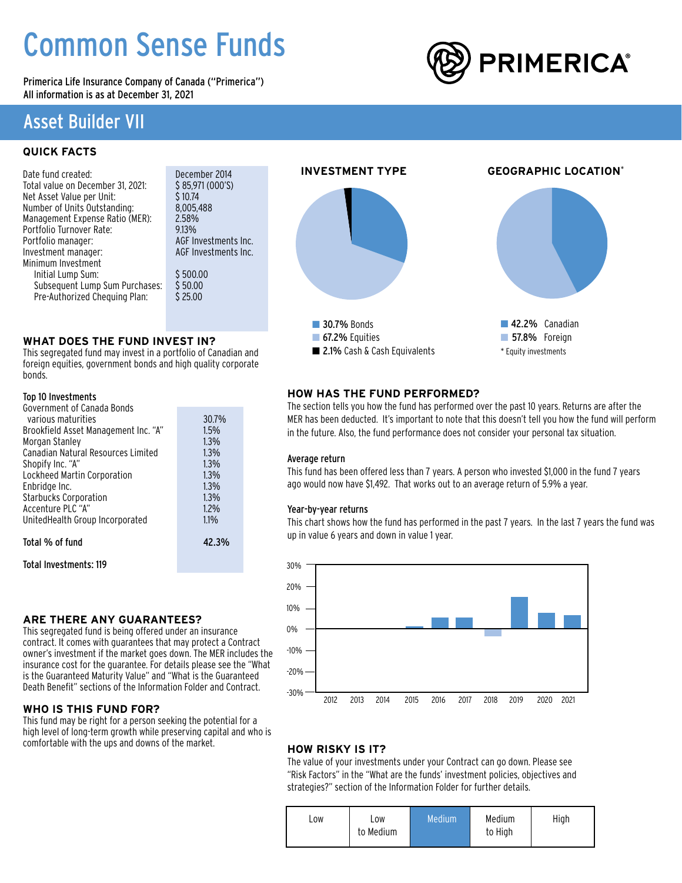# Common Sense Funds

Primerica Life Insurance Company of Canada ("Primerica")
All information is as at December 31, 2021

PRIMERICA®

## Asset Builder VII

### QUICK FACTS

| | |
|---|---|
| Date fund created: | December 2014 |
| Total value on December 31, 2021: | $ 85,971 (000'S) |
| Net Asset Value per Unit: | $ 10.74 |
| Number of Units Outstanding: | 8,005,488 |
| Management Expense Ratio (MER): | 2.58% |
| Portfolio Turnover Rate: | 9.13% |
| Portfolio manager: | AGF Investments Inc. |
| Investment manager: | AGF Investments Inc. |
| Minimum Investment | |
| Initial Lump Sum: | $ 500.00 |
| Subsequent Lump Sum Purchases: | $ 50.00 |
| Pre-Authorized Chequing Plan: | $ 25.00 |

### WHAT DOES THE FUND INVEST IN?

This segregated fund may invest in a portfolio of Canadian and foreign equities, government bonds and high quality corporate bonds.

**Top 10 Investments**

| | |
|---|---|
| Government of Canada Bonds various maturities | 30.7% |
| Brookfield Asset Management Inc. "A" | 1.5% |
| Morgan Stanley | 1.3% |
| Canadian Natural Resources Limited | 1.3% |
| Shopify Inc. "A" | 1.3% |
| Lockheed Martin Corporation | 1.3% |
| Enbridge Inc. | 1.3% |
| Starbucks Corporation | 1.3% |
| Accenture PLC "A" | 1.2% |
| UnitedHealth Group Incorporated | 1.1% |
| **Total % of fund** | **42.3%** |

**Total Investments: 119**

**INVESTMENT TYPE**

- **30.7%** Bonds
- **67.2%** Equities
- **2.1%** Cash & Cash Equivalents

**GEOGRAPHIC LOCATION***

- **42.2%** Canadian
- **57.8%** Foreign

\* Equity investments

### ARE THERE ANY GUARANTEES?

This segregated fund is being offered under an insurance contract. It comes with guarantees that may protect a Contract owner's investment if the market goes down. The MER includes the insurance cost for the guarantee. For details please see the "What is the Guaranteed Maturity Value" and "What is the Guaranteed Death Benefit" sections of the Information Folder and Contract.

### WHO IS THIS FUND FOR?

This fund may be right for a person seeking the potential for a high level of long-term growth while preserving capital and who is comfortable with the ups and downs of the market.

### HOW HAS THE FUND PERFORMED?

The section tells you how the fund has performed over the past 10 years. Returns are after the MER has been deducted. It's important to note that this doesn't tell you how the fund will perform in the future. Also, the fund performance does not consider your personal tax situation.

**Average return**

This fund has been offered less than 7 years. A person who invested $1,000 in the fund 7 years ago would now have $1,492. That works out to an average return of 5.9% a year.

**Year-by-year returns**

This chart shows how the fund has performed in the past 7 years. In the last 7 years the fund was up in value 6 years and down in value 1 year.

### HOW RISKY IS IT?

The value of your investments under your Contract can go down. Please see "Risk Factors" in the "What are the funds' investment policies, objectives and strategies?" section of the Information Folder for further details.

| Low | Low to Medium | **Medium** | Medium to High | High |
|---|---|---|---|---|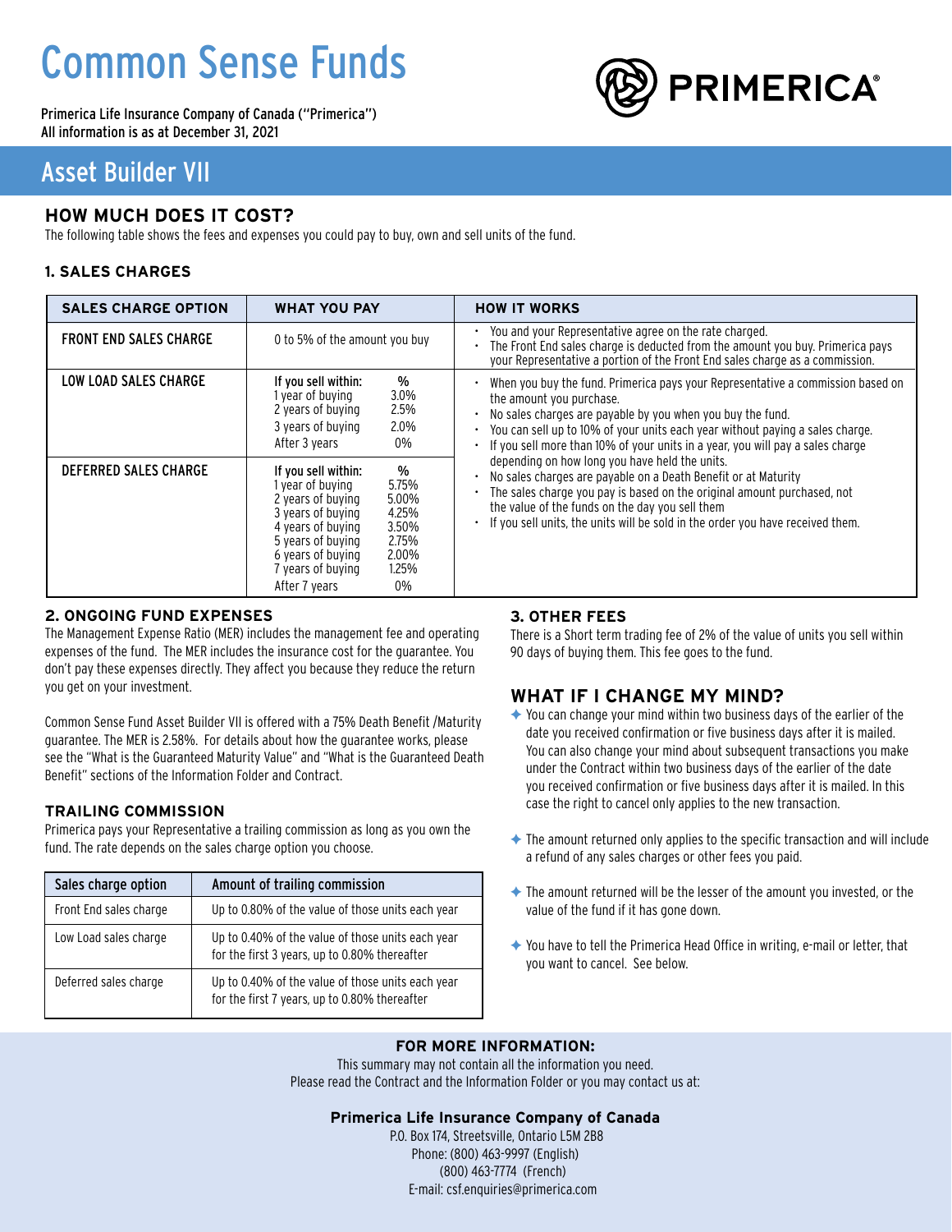# Common Sense Funds

Primerica Life Insurance Company of Canada ("Primerica")
All information is as at December 31, 2021

## Asset Builder VII

### HOW MUCH DOES IT COST?

The following table shows the fees and expenses you could pay to buy, own and sell units of the fund.

#### 1. SALES CHARGES

| SALES CHARGE OPTION | WHAT YOU PAY | HOW IT WORKS |
|---|---|---|
| FRONT END SALES CHARGE | 0 to 5% of the amount you buy | • You and your Representative agree on the rate charged.<br>• The Front End sales charge is deducted from the amount you buy. Primerica pays your Representative a portion of the Front End sales charge as a commission. |
| LOW LOAD SALES CHARGE | If you sell within: %<br>1 year of buying 3.0%<br>2 years of buying 2.5%<br>3 years of buying 2.0%<br>After 3 years 0% | • When you buy the fund. Primerica pays your Representative a commission based on the amount you purchase.<br>• No sales charges are payable by you when you buy the fund.<br>• You can sell up to 10% of your units each year without paying a sales charge.<br>• If you sell more than 10% of your units in a year, you will pay a sales charge depending on how long you have held the units.<br>• No sales charges are payable on a Death Benefit or at Maturity<br>• The sales charge you pay is based on the original amount purchased, not the value of the funds on the day you sell them<br>• If you sell units, the units will be sold in the order you have received them. |
| DEFERRED SALES CHARGE | If you sell within: %<br>1 year of buying 5.75%<br>2 years of buying 5.00%<br>3 years of buying 4.25%<br>4 years of buying 3.50%<br>5 years of buying 2.75%<br>6 years of buying 2.00%<br>7 years of buying 1.25%<br>After 7 years 0% | |

#### 2. ONGOING FUND EXPENSES

The Management Expense Ratio (MER) includes the management fee and operating expenses of the fund. The MER includes the insurance cost for the guarantee. You don't pay these expenses directly. They affect you because they reduce the return you get on your investment.

Common Sense Fund Asset Builder VII is offered with a 75% Death Benefit /Maturity guarantee. The MER is 2.58%. For details about how the guarantee works, please see the "What is the Guaranteed Maturity Value" and "What is the Guaranteed Death Benefit" sections of the Information Folder and Contract.

#### TRAILING COMMISSION

Primerica pays your Representative a trailing commission as long as you own the fund. The rate depends on the sales charge option you choose.

| Sales charge option | Amount of trailing commission |
|---|---|
| Front End sales charge | Up to 0.80% of the value of those units each year |
| Low Load sales charge | Up to 0.40% of the value of those units each year for the first 3 years, up to 0.80% thereafter |
| Deferred sales charge | Up to 0.40% of the value of those units each year for the first 7 years, up to 0.80% thereafter |

#### 3. OTHER FEES

There is a Short term trading fee of 2% of the value of units you sell within 90 days of buying them. This fee goes to the fund.

### WHAT IF I CHANGE MY MIND?

- You can change your mind within two business days of the earlier of the date you received confirmation or five business days after it is mailed. You can also change your mind about subsequent transactions you make under the Contract within two business days of the earlier of the date you received confirmation or five business days after it is mailed. In this case the right to cancel only applies to the new transaction.
- The amount returned only applies to the specific transaction and will include a refund of any sales charges or other fees you paid.
- The amount returned will be the lesser of the amount you invested, or the value of the fund if it has gone down.
- You have to tell the Primerica Head Office in writing, e-mail or letter, that you want to cancel. See below.

#### FOR MORE INFORMATION:

This summary may not contain all the information you need.
Please read the Contract and the Information Folder or you may contact us at:

**Primerica Life Insurance Company of Canada**
P.O. Box 174, Streetsville, Ontario L5M 2B8
Phone: (800) 463-9997 (English)
(800) 463-7774 (French)
E-mail: csf.enquiries@primerica.com